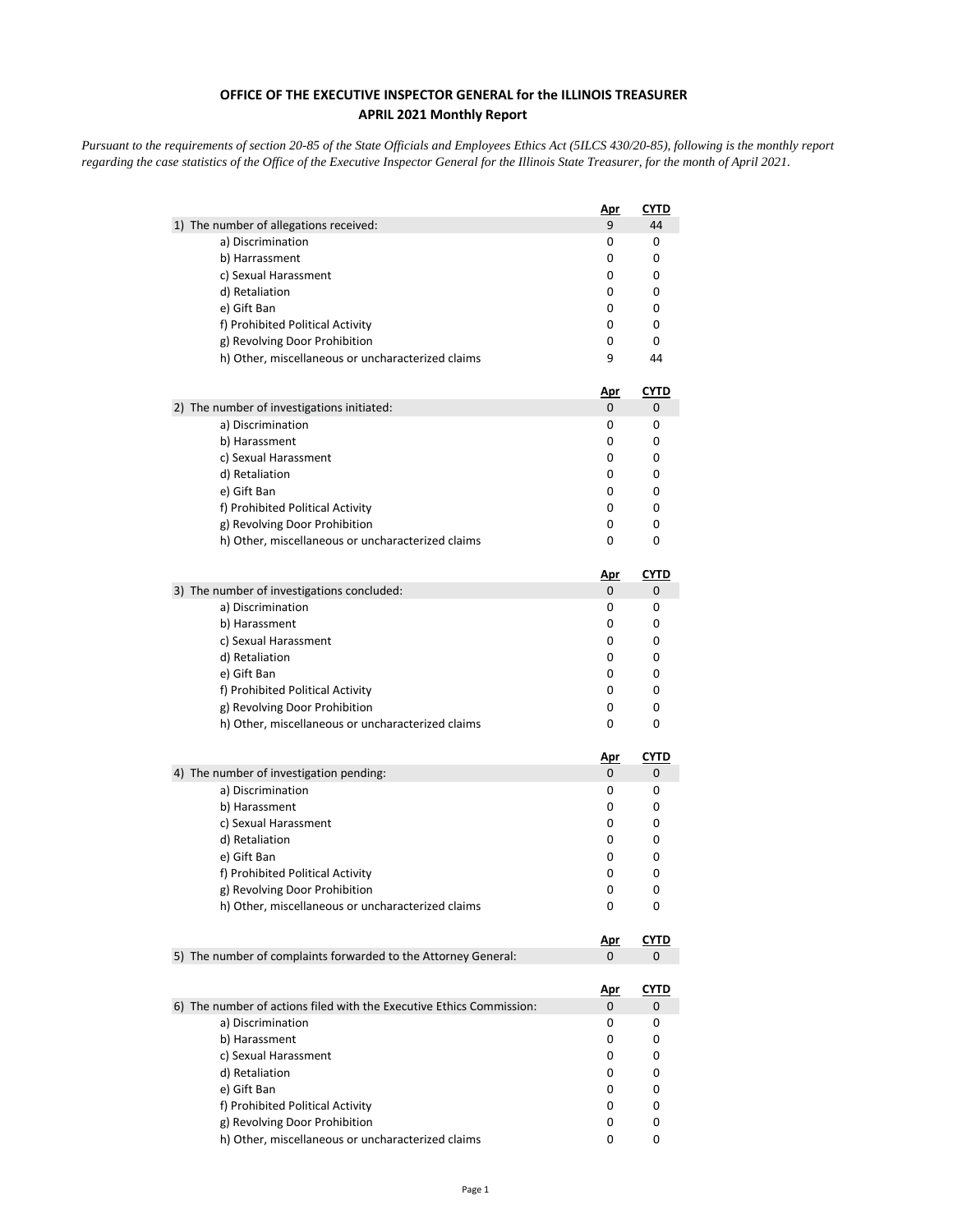**OFFICE OF THE EXECUTIVE INSPECTOR GENERAL for the ILLINOIS TREASURER**
**APRIL 2021 Monthly Report**

*Pursuant to the requirements of section 20-85 of the State Officials and Employees Ethics Act (5ILCS 430/20-85), following is the monthly report regarding the case statistics of the Office of the Executive Inspector General for the Illinois State Treasurer, for the month of April 2021.*

| | Apr | CYTD |
|---|---|---|
| 1) The number of allegations received: | 9 | 44 |
| a) Discrimination | 0 | 0 |
| b) Harrassment | 0 | 0 |
| c) Sexual Harassment | 0 | 0 |
| d) Retaliation | 0 | 0 |
| e) Gift Ban | 0 | 0 |
| f) Prohibited Political Activity | 0 | 0 |
| g) Revolving Door Prohibition | 0 | 0 |
| h) Other, miscellaneous or uncharacterized claims | 9 | 44 |

| | Apr | CYTD |
|---|---|---|
| 2) The number of investigations initiated: | 0 | 0 |
| a) Discrimination | 0 | 0 |
| b) Harassment | 0 | 0 |
| c) Sexual Harassment | 0 | 0 |
| d) Retaliation | 0 | 0 |
| e) Gift Ban | 0 | 0 |
| f) Prohibited Political Activity | 0 | 0 |
| g) Revolving Door Prohibition | 0 | 0 |
| h) Other, miscellaneous or uncharacterized claims | 0 | 0 |

| | Apr | CYTD |
|---|---|---|
| 3) The number of investigations concluded: | 0 | 0 |
| a) Discrimination | 0 | 0 |
| b) Harassment | 0 | 0 |
| c) Sexual Harassment | 0 | 0 |
| d) Retaliation | 0 | 0 |
| e) Gift Ban | 0 | 0 |
| f) Prohibited Political Activity | 0 | 0 |
| g) Revolving Door Prohibition | 0 | 0 |
| h) Other, miscellaneous or uncharacterized claims | 0 | 0 |

| | Apr | CYTD |
|---|---|---|
| 4) The number of investigation pending: | 0 | 0 |
| a) Discrimination | 0 | 0 |
| b) Harassment | 0 | 0 |
| c) Sexual Harassment | 0 | 0 |
| d) Retaliation | 0 | 0 |
| e) Gift Ban | 0 | 0 |
| f) Prohibited Political Activity | 0 | 0 |
| g) Revolving Door Prohibition | 0 | 0 |
| h) Other, miscellaneous or uncharacterized claims | 0 | 0 |

| | Apr | CYTD |
|---|---|---|
| 5) The number of complaints forwarded to the Attorney General: | 0 | 0 |

| | Apr | CYTD |
|---|---|---|
| 6) The number of actions filed with the Executive Ethics Commission: | 0 | 0 |
| a) Discrimination | 0 | 0 |
| b) Harassment | 0 | 0 |
| c) Sexual Harassment | 0 | 0 |
| d) Retaliation | 0 | 0 |
| e) Gift Ban | 0 | 0 |
| f) Prohibited Political Activity | 0 | 0 |
| g) Revolving Door Prohibition | 0 | 0 |
| h) Other, miscellaneous or uncharacterized claims | 0 | 0 |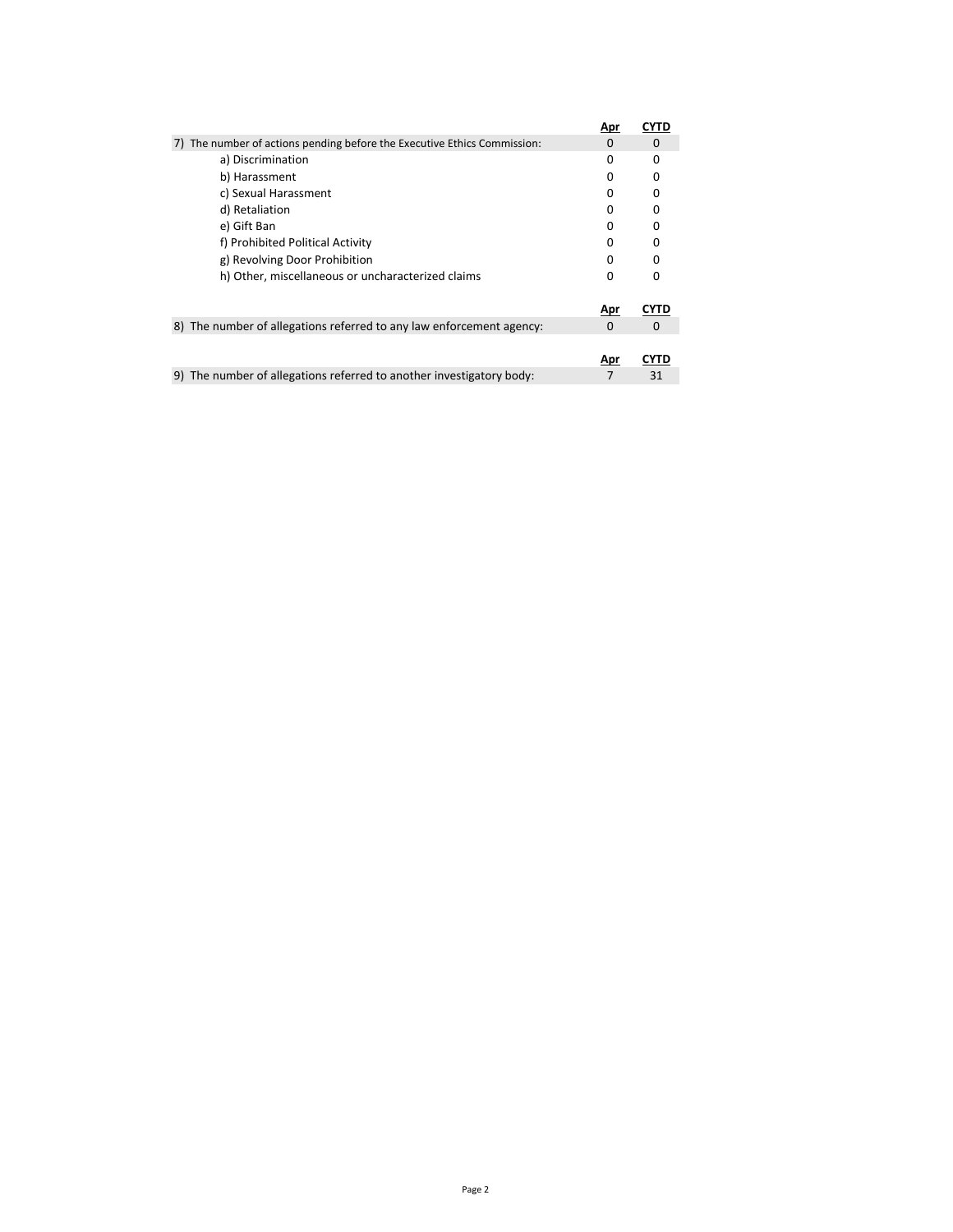| | Apr | CYTD |
| --- | --- | --- |
| 7) The number of actions pending before the Executive Ethics Commission: | 0 | 0 |
| a) Discrimination | 0 | 0 |
| b) Harassment | 0 | 0 |
| c) Sexual Harassment | 0 | 0 |
| d) Retaliation | 0 | 0 |
| e) Gift Ban | 0 | 0 |
| f) Prohibited Political Activity | 0 | 0 |
| g) Revolving Door Prohibition | 0 | 0 |
| h) Other, miscellaneous or uncharacterized claims | 0 | 0 |

| | Apr | CYTD |
| --- | --- | --- |
| 8) The number of allegations referred to any law enforcement agency: | 0 | 0 |

| | Apr | CYTD |
| --- | --- | --- |
| 9) The number of allegations referred to another investigatory body: | 7 | 31 |